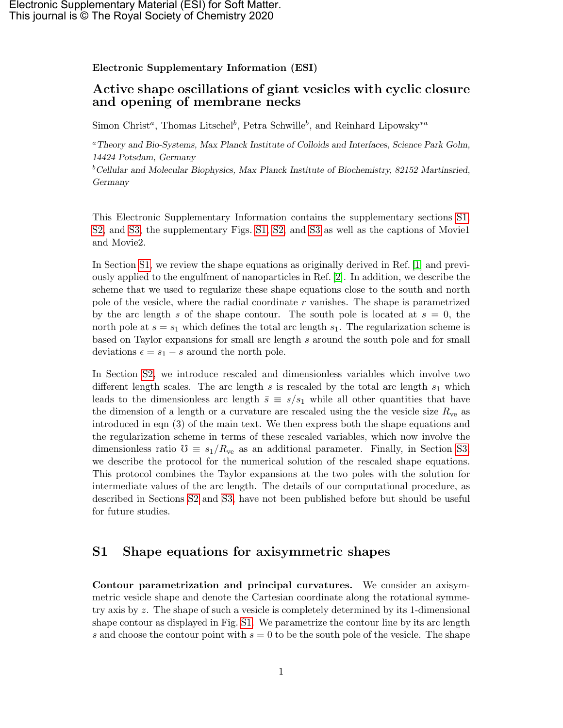Electronic Supplementary Material (ESI) for Soft Matter.
This journal is © The Royal Society of Chemistry 2020

**Electronic Supplementary Information (ESI)**

# Active shape oscillations of giant vesicles with cyclic closure and opening of membrane necks

Simon Christ[a], Thomas Litschel[b], Petra Schwille[b], and Reinhard Lipowsky*[a]

[a] *Theory and Bio-Systems, Max Planck Institute of Colloids and Interfaces, Science Park Golm, 14424 Potsdam, Germany*

[b] *Cellular and Molecular Biophysics, Max Planck Institute of Biochemistry, 82152 Martinsried, Germany*

This Electronic Supplementary Information contains the supplementary sections S1, S2, and S3, the supplementary Figs. S1, S2, and S3 as well as the captions of Movie1 and Movie2.

In Section S1, we review the shape equations as originally derived in Ref. [1] and previously applied to the engulfment of nanoparticles in Ref. [2]. In addition, we describe the scheme that we used to regularize these shape equations close to the south and north pole of the vesicle, where the radial coordinate $r$ vanishes. The shape is parametrized by the arc length $s$ of the shape contour. The south pole is located at $s = 0$, the north pole at $s = s_1$ which defines the total arc length $s_1$. The regularization scheme is based on Taylor expansions for small arc length $s$ around the south pole and for small deviations $\epsilon = s_1 - s$ around the north pole.

In Section S2, we introduce rescaled and dimensionless variables which involve two different length scales. The arc length $s$ is rescaled by the total arc length $s_1$ which leads to the dimensionless arc length $\bar{s} \equiv s/s_1$ while all other quantities that have the dimension of a length or a curvature are rescaled using the the vesicle size $R_{\rm ve}$ as introduced in eqn (3) of the main text. We then express both the shape equations and the regularization scheme in terms of these rescaled variables, which now involve the dimensionless ratio $\mho \equiv s_1/R_{\rm ve}$ as an additional parameter. Finally, in Section S3, we describe the protocol for the numerical solution of the rescaled shape equations. This protocol combines the Taylor expansions at the two poles with the solution for intermediate values of the arc length. The details of our computational procedure, as described in Sections S2 and S3, have not been published before but should be useful for future studies.

## S1 Shape equations for axisymmetric shapes

**Contour parametrization and principal curvatures.** We consider an axisymmetric vesicle shape and denote the Cartesian coordinate along the rotational symmetry axis by $z$. The shape of such a vesicle is completely determined by its 1-dimensional shape contour as displayed in Fig. S1. We parametrize the contour line by its arc length $s$ and choose the contour point with $s = 0$ to be the south pole of the vesicle. The shape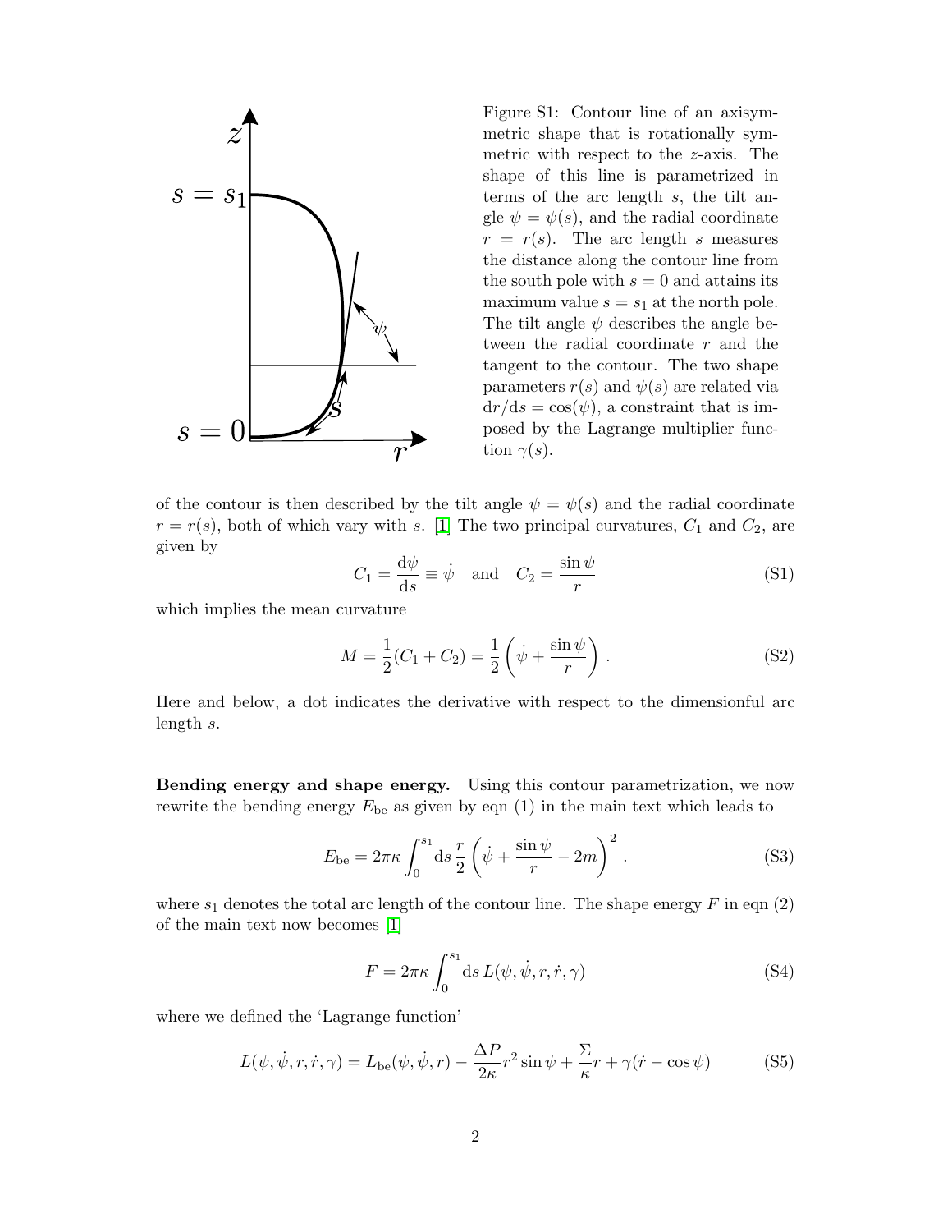Figure S1: Contour line of an axisymmetric shape that is rotationally symmetric with respect to the $z$-axis. The shape of this line is parametrized in terms of the arc length $s$, the tilt angle $\psi = \psi(s)$, and the radial coordinate $r = r(s)$. The arc length $s$ measures the distance along the contour line from the south pole with $s = 0$ and attains its maximum value $s = s_1$ at the north pole. The tilt angle $\psi$ describes the angle between the radial coordinate $r$ and the tangent to the contour. The two shape parameters $r(s)$ and $\psi(s)$ are related via $\mathrm{d}r/\mathrm{d}s = \cos(\psi)$, a constraint that is imposed by the Lagrange multiplier function $\gamma(s)$.

of the contour is then described by the tilt angle $\psi = \psi(s)$ and the radial coordinate $r = r(s)$, both of which vary with $s$. [1] The two principal curvatures, $C_1$ and $C_2$, are given by

$$C_1 = \frac{\mathrm{d}\psi}{\mathrm{d}s} \equiv \dot{\psi} \quad \text{and} \quad C_2 = \frac{\sin\psi}{r} \tag{S1}$$

which implies the mean curvature

$$M = \frac{1}{2}(C_1 + C_2) = \frac{1}{2}\left(\dot{\psi} + \frac{\sin\psi}{r}\right). \tag{S2}$$

Here and below, a dot indicates the derivative with respect to the dimensionful arc length $s$.

**Bending energy and shape energy.** Using this contour parametrization, we now rewrite the bending energy $E_{\mathrm{be}}$ as given by eqn (1) in the main text which leads to

$$E_{\mathrm{be}} = 2\pi\kappa \int_0^{s_1} \mathrm{d}s\, \frac{r}{2}\left(\dot{\psi} + \frac{\sin\psi}{r} - 2m\right)^2. \tag{S3}$$

where $s_1$ denotes the total arc length of the contour line. The shape energy $F$ in eqn (2) of the main text now becomes [1]

$$F = 2\pi\kappa \int_0^{s_1} \mathrm{d}s\, L(\psi, \dot{\psi}, r, \dot{r}, \gamma) \tag{S4}$$

where we defined the 'Lagrange function'

$$L(\psi, \dot{\psi}, r, \dot{r}, \gamma) = L_{\mathrm{be}}(\psi, \dot{\psi}, r) - \frac{\Delta P}{2\kappa} r^2 \sin\psi + \frac{\Sigma}{\kappa} r + \gamma(\dot{r} - \cos\psi) \tag{S5}$$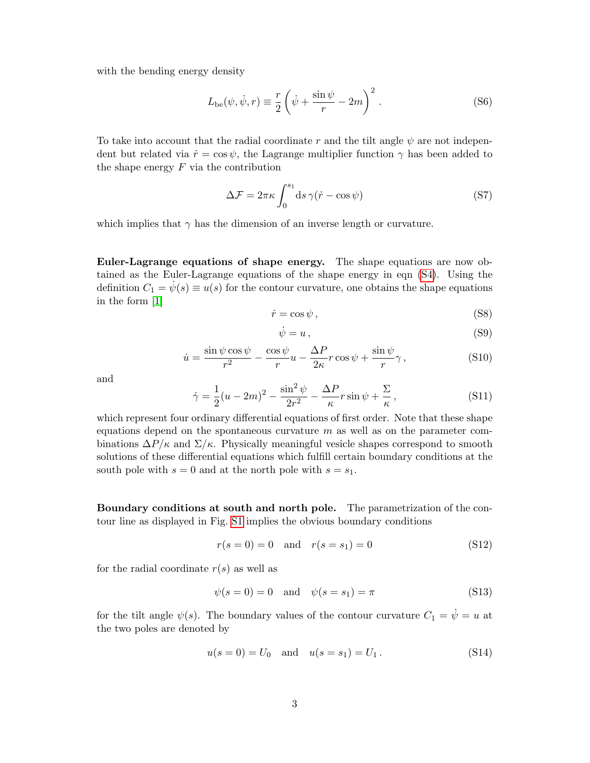with the bending energy density

$$L_{\rm be}(\psi, \dot{\psi}, r) \equiv \frac{r}{2}\left(\dot{\psi} + \frac{\sin\psi}{r} - 2m\right)^2 . \tag{S6}$$

To take into account that the radial coordinate $r$ and the tilt angle $\psi$ are not independent but related via $\dot{r} = \cos\psi$, the Lagrange multiplier function $\gamma$ has been added to the shape energy $F$ via the contribution

$$\Delta\mathcal{F} = 2\pi\kappa \int_0^{s_1} {\rm d}s\, \gamma(\dot{r} - \cos\psi) \tag{S7}$$

which implies that $\gamma$ has the dimension of an inverse length or curvature.

**Euler-Lagrange equations of shape energy.** The shape equations are now obtained as the Euler-Lagrange equations of the shape energy in eqn (S4). Using the definition $C_1 = \dot{\psi}(s) \equiv u(s)$ for the contour curvature, one obtains the shape equations in the form [1]

$$\dot{r} = \cos\psi\,, \tag{S8}$$

$$\dot{\psi} = u\,, \tag{S9}$$

$$\dot{u} = \frac{\sin\psi\cos\psi}{r^2} - \frac{\cos\psi}{r}u - \frac{\Delta P}{2\kappa}r\cos\psi + \frac{\sin\psi}{r}\gamma\,, \tag{S10}$$

and

$$\dot{\gamma} = \frac{1}{2}(u - 2m)^2 - \frac{\sin^2\psi}{2r^2} - \frac{\Delta P}{\kappa}r\sin\psi + \frac{\Sigma}{\kappa}\,, \tag{S11}$$

which represent four ordinary differential equations of first order. Note that these shape equations depend on the spontaneous curvature $m$ as well as on the parameter combinations $\Delta P/\kappa$ and $\Sigma/\kappa$. Physically meaningful vesicle shapes correspond to smooth solutions of these differential equations which fulfill certain boundary conditions at the south pole with $s = 0$ and at the north pole with $s = s_1$.

**Boundary conditions at south and north pole.** The parametrization of the contour line as displayed in Fig. S1 implies the obvious boundary conditions

$$r(s = 0) = 0 \quad \text{and} \quad r(s = s_1) = 0 \tag{S12}$$

for the radial coordinate $r(s)$ as well as

$$\psi(s = 0) = 0 \quad \text{and} \quad \psi(s = s_1) = \pi \tag{S13}$$

for the tilt angle $\psi(s)$. The boundary values of the contour curvature $C_1 = \dot{\psi} = u$ at the two poles are denoted by

$$u(s = 0) = U_0 \quad \text{and} \quad u(s = s_1) = U_1\,. \tag{S14}$$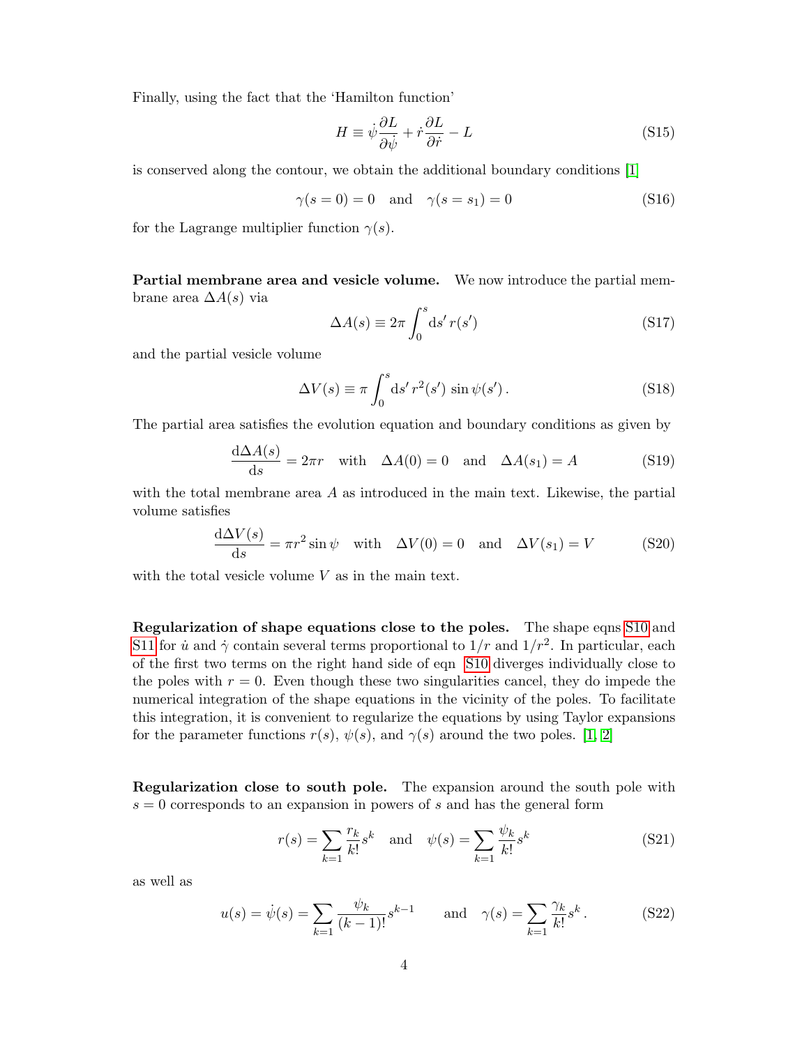Finally, using the fact that the 'Hamilton function'

$$H \equiv \dot{\psi}\frac{\partial L}{\partial \dot{\psi}} + \dot{r}\frac{\partial L}{\partial \dot{r}} - L \tag{S15}$$

is conserved along the contour, we obtain the additional boundary conditions [1]

$$\gamma(s=0) = 0 \quad \text{and} \quad \gamma(s=s_1) = 0 \tag{S16}$$

for the Lagrange multiplier function $\gamma(s)$.

**Partial membrane area and vesicle volume.** We now introduce the partial membrane area $\Delta A(s)$ via

$$\Delta A(s) \equiv 2\pi \int_0^s \mathrm{d}s'\, r(s') \tag{S17}$$

and the partial vesicle volume

$$\Delta V(s) \equiv \pi \int_0^s \mathrm{d}s'\, r^2(s')\, \sin\psi(s')\,. \tag{S18}$$

The partial area satisfies the evolution equation and boundary conditions as given by

$$\frac{\mathrm{d}\Delta A(s)}{\mathrm{d}s} = 2\pi r \quad \text{with} \quad \Delta A(0) = 0 \quad \text{and} \quad \Delta A(s_1) = A \tag{S19}$$

with the total membrane area $A$ as introduced in the main text. Likewise, the partial volume satisfies

$$\frac{\mathrm{d}\Delta V(s)}{\mathrm{d}s} = \pi r^2 \sin\psi \quad \text{with} \quad \Delta V(0) = 0 \quad \text{and} \quad \Delta V(s_1) = V \tag{S20}$$

with the total vesicle volume $V$ as in the main text.

**Regularization of shape equations close to the poles.** The shape eqns S10 and S11 for $\dot{u}$ and $\dot{\gamma}$ contain several terms proportional to $1/r$ and $1/r^2$. In particular, each of the first two terms on the right hand side of eqn S10 diverges individually close to the poles with $r = 0$. Even though these two singularities cancel, they do impede the numerical integration of the shape equations in the vicinity of the poles. To facilitate this integration, it is convenient to regularize the equations by using Taylor expansions for the parameter functions $r(s)$, $\psi(s)$, and $\gamma(s)$ around the two poles. [1, 2]

**Regularization close to south pole.** The expansion around the south pole with $s = 0$ corresponds to an expansion in powers of $s$ and has the general form

$$r(s) = \sum_{k=1} \frac{r_k}{k!} s^k \quad \text{and} \quad \psi(s) = \sum_{k=1} \frac{\psi_k}{k!} s^k \tag{S21}$$

as well as

$$u(s) = \dot{\psi}(s) = \sum_{k=1} \frac{\psi_k}{(k-1)!} s^{k-1} \qquad \text{and} \quad \gamma(s) = \sum_{k=1} \frac{\gamma_k}{k!} s^k\,. \tag{S22}$$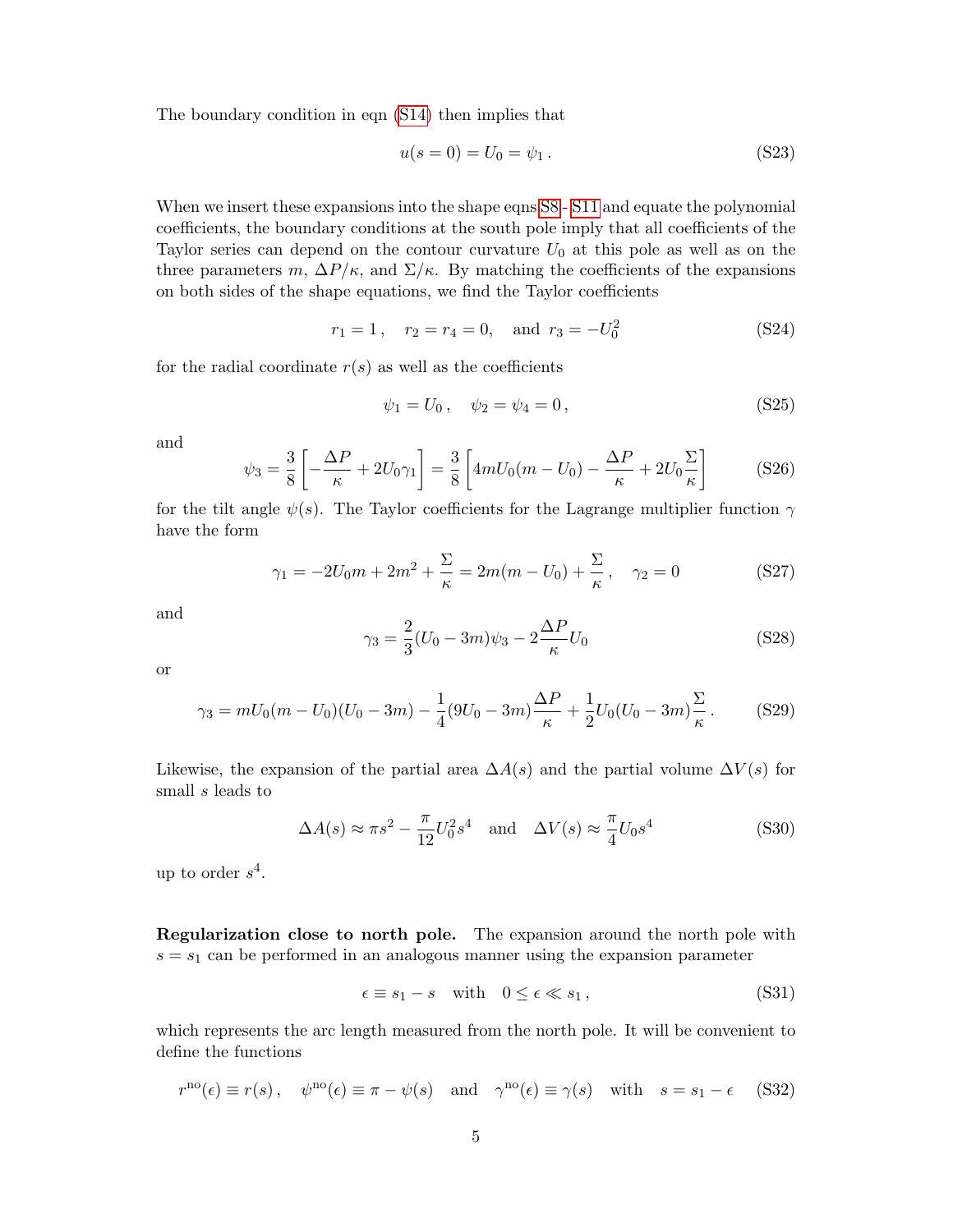The boundary condition in eqn (S14) then implies that

$$u(s=0) = U_0 = \psi_1 \,. \tag{S23}$$

When we insert these expansions into the shape eqns S8 - S11 and equate the polynomial coefficients, the boundary conditions at the south pole imply that all coefficients of the Taylor series can depend on the contour curvature $U_0$ at this pole as well as on the three parameters $m$, $\Delta P/\kappa$, and $\Sigma/\kappa$. By matching the coefficients of the expansions on both sides of the shape equations, we find the Taylor coefficients

$$r_1 = 1 \,, \quad r_2 = r_4 = 0, \quad \text{and } r_3 = -U_0^2 \tag{S24}$$

for the radial coordinate $r(s)$ as well as the coefficients

$$\psi_1 = U_0 \,, \quad \psi_2 = \psi_4 = 0 \,, \tag{S25}$$

and

$$\psi_3 = \frac{3}{8}\left[-\frac{\Delta P}{\kappa} + 2U_0\gamma_1\right] = \frac{3}{8}\left[4mU_0(m-U_0) - \frac{\Delta P}{\kappa} + 2U_0\frac{\Sigma}{\kappa}\right] \tag{S26}$$

for the tilt angle $\psi(s)$. The Taylor coefficients for the Lagrange multiplier function $\gamma$ have the form

$$\gamma_1 = -2U_0 m + 2m^2 + \frac{\Sigma}{\kappa} = 2m(m-U_0) + \frac{\Sigma}{\kappa} \,, \quad \gamma_2 = 0 \tag{S27}$$

and

$$\gamma_3 = \frac{2}{3}(U_0 - 3m)\psi_3 - 2\frac{\Delta P}{\kappa}U_0 \tag{S28}$$

or

$$\gamma_3 = mU_0(m-U_0)(U_0-3m) - \frac{1}{4}(9U_0 - 3m)\frac{\Delta P}{\kappa} + \frac{1}{2}U_0(U_0-3m)\frac{\Sigma}{\kappa} \,. \tag{S29}$$

Likewise, the expansion of the partial area $\Delta A(s)$ and the partial volume $\Delta V(s)$ for small $s$ leads to

$$\Delta A(s) \approx \pi s^2 - \frac{\pi}{12}U_0^2 s^4 \quad \text{and} \quad \Delta V(s) \approx \frac{\pi}{4}U_0 s^4 \tag{S30}$$

up to order $s^4$.

**Regularization close to north pole.** The expansion around the north pole with $s = s_1$ can be performed in an analogous manner using the expansion parameter

$$\epsilon \equiv s_1 - s \quad \text{with} \quad 0 \leq \epsilon \ll s_1 \,, \tag{S31}$$

which represents the arc length measured from the north pole. It will be convenient to define the functions

$$r^{\text{no}}(\epsilon) \equiv r(s) \,, \quad \psi^{\text{no}}(\epsilon) \equiv \pi - \psi(s) \quad \text{and} \quad \gamma^{\text{no}}(\epsilon) \equiv \gamma(s) \quad \text{with} \quad s = s_1 - \epsilon \tag{S32}$$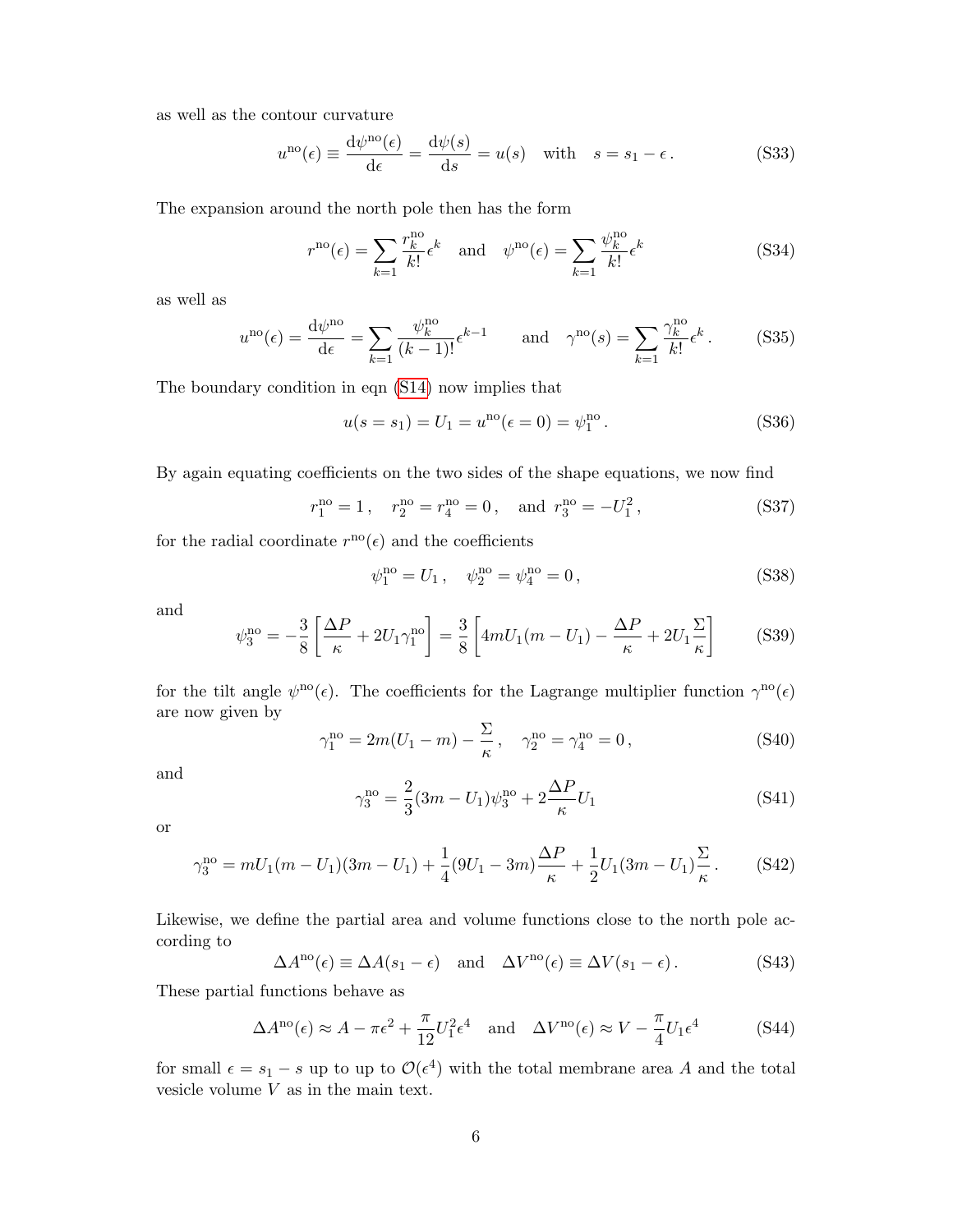as well as the contour curvature

$$u^{\rm no}(\epsilon) \equiv \frac{{\rm d}\psi^{\rm no}(\epsilon)}{{\rm d}\epsilon} = \frac{{\rm d}\psi(s)}{{\rm d}s} = u(s) \quad \text{with} \quad s = s_1 - \epsilon \,. \tag{S33}$$

The expansion around the north pole then has the form

$$r^{\rm no}(\epsilon) = \sum_{k=1} \frac{r_k^{\rm no}}{k!}\epsilon^k \quad \text{and} \quad \psi^{\rm no}(\epsilon) = \sum_{k=1} \frac{\psi_k^{\rm no}}{k!}\epsilon^k \tag{S34}$$

as well as

$$u^{\rm no}(\epsilon) = \frac{{\rm d}\psi^{\rm no}}{{\rm d}\epsilon} = \sum_{k=1} \frac{\psi_k^{\rm no}}{(k-1)!}\epsilon^{k-1} \qquad \text{and} \quad \gamma^{\rm no}(s) = \sum_{k=1} \frac{\gamma_k^{\rm no}}{k!}\epsilon^k \,. \tag{S35}$$

The boundary condition in eqn (S14) now implies that

$$u(s = s_1) = U_1 = u^{\rm no}(\epsilon = 0) = \psi_1^{\rm no} \,. \tag{S36}$$

By again equating coefficients on the two sides of the shape equations, we now find

$$r_1^{\rm no} = 1 \,, \quad r_2^{\rm no} = r_4^{\rm no} = 0 \,, \quad \text{and } r_3^{\rm no} = -U_1^2 \,, \tag{S37}$$

for the radial coordinate $r^{\rm no}(\epsilon)$ and the coefficients

$$\psi_1^{\rm no} = U_1 \,, \quad \psi_2^{\rm no} = \psi_4^{\rm no} = 0 \,, \tag{S38}$$

and

$$\psi_3^{\rm no} = -\frac{3}{8}\left[\frac{\Delta P}{\kappa} + 2U_1\gamma_1^{\rm no}\right] = \frac{3}{8}\left[4mU_1(m - U_1) - \frac{\Delta P}{\kappa} + 2U_1\frac{\Sigma}{\kappa}\right] \tag{S39}$$

for the tilt angle $\psi^{\rm no}(\epsilon)$. The coefficients for the Lagrange multiplier function $\gamma^{\rm no}(\epsilon)$ are now given by

$$\gamma_1^{\rm no} = 2m(U_1 - m) - \frac{\Sigma}{\kappa} \,, \quad \gamma_2^{\rm no} = \gamma_4^{\rm no} = 0 \,, \tag{S40}$$

and

$$\gamma_3^{\rm no} = \frac{2}{3}(3m - U_1)\psi_3^{\rm no} + 2\frac{\Delta P}{\kappa}U_1 \tag{S41}$$

or

$$\gamma_3^{\rm no} = mU_1(m - U_1)(3m - U_1) + \frac{1}{4}(9U_1 - 3m)\frac{\Delta P}{\kappa} + \frac{1}{2}U_1(3m - U_1)\frac{\Sigma}{\kappa} \,. \tag{S42}$$

Likewise, we define the partial area and volume functions close to the north pole according to

$$\Delta A^{\rm no}(\epsilon) \equiv \Delta A(s_1 - \epsilon) \quad \text{and} \quad \Delta V^{\rm no}(\epsilon) \equiv \Delta V(s_1 - \epsilon) \,. \tag{S43}$$

These partial functions behave as

$$\Delta A^{\rm no}(\epsilon) \approx A - \pi\epsilon^2 + \frac{\pi}{12}U_1^2\epsilon^4 \quad \text{and} \quad \Delta V^{\rm no}(\epsilon) \approx V - \frac{\pi}{4}U_1\epsilon^4 \tag{S44}$$

for small $\epsilon = s_1 - s$ up to up to $\mathcal{O}(\epsilon^4)$ with the total membrane area $A$ and the total vesicle volume $V$ as in the main text.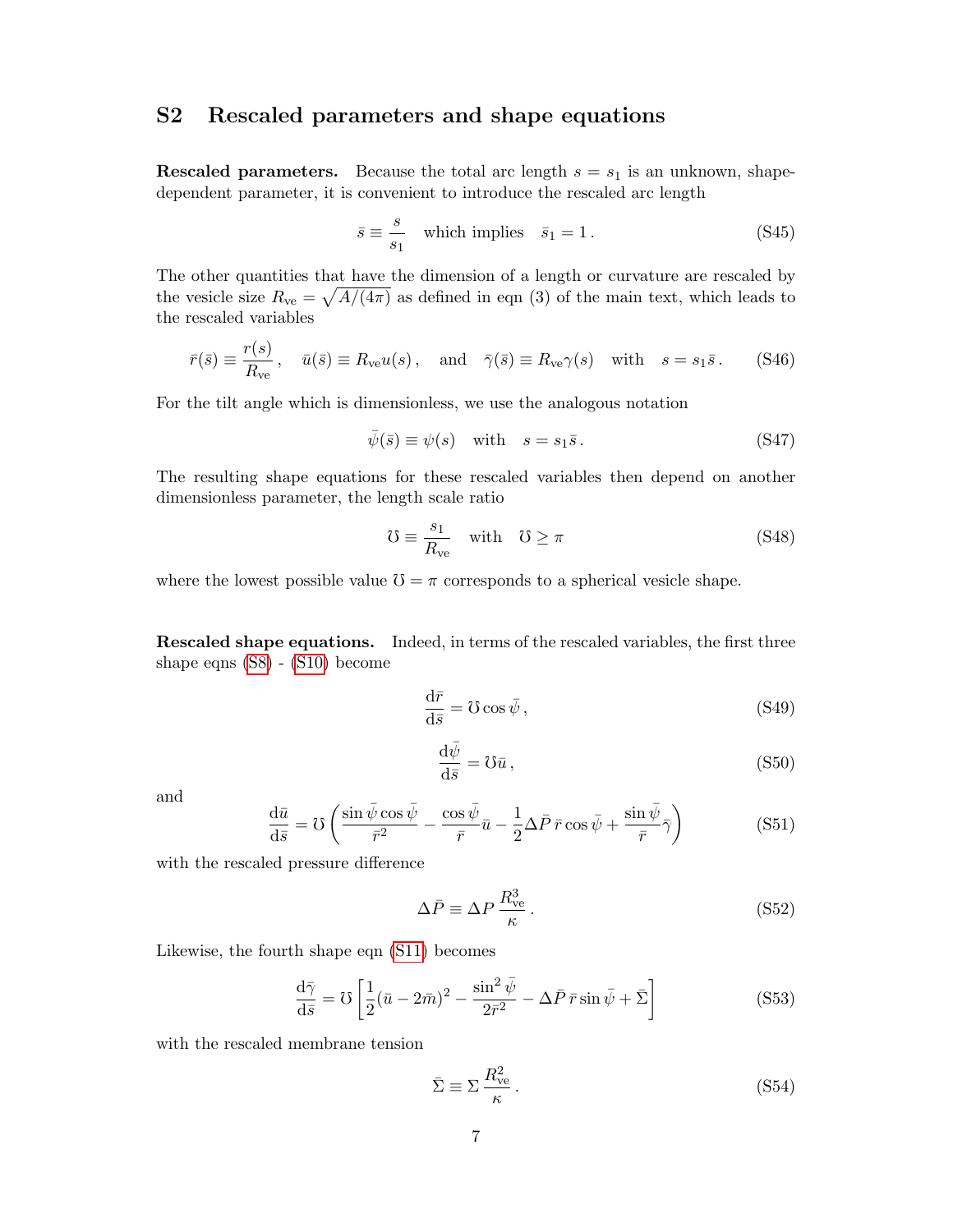## S2 Rescaled parameters and shape equations

**Rescaled parameters.** Because the total arc length $s = s_1$ is an unknown, shape-dependent parameter, it is convenient to introduce the rescaled arc length

$$\bar{s} \equiv \frac{s}{s_1} \quad \text{which implies} \quad \bar{s}_1 = 1\,. \tag{S45}$$

The other quantities that have the dimension of a length or curvature are rescaled by the vesicle size $R_{\rm ve} = \sqrt{A/(4\pi)}$ as defined in eqn (3) of the main text, which leads to the rescaled variables

$$\bar{r}(\bar{s}) \equiv \frac{r(s)}{R_{\rm ve}}\,, \quad \bar{u}(\bar{s}) \equiv R_{\rm ve} u(s)\,, \quad \text{and} \quad \bar{\gamma}(\bar{s}) \equiv R_{\rm ve}\gamma(s) \quad \text{with} \quad s = s_1\bar{s}\,. \tag{S46}$$

For the tilt angle which is dimensionless, we use the analogous notation

$$\bar{\psi}(\bar{s}) \equiv \psi(s) \quad \text{with} \quad s = s_1\bar{s}\,. \tag{S47}$$

The resulting shape equations for these rescaled variables then depend on another dimensionless parameter, the length scale ratio

$$\mho \equiv \frac{s_1}{R_{\rm ve}} \quad \text{with} \quad \mho \geq \pi \tag{S48}$$

where the lowest possible value $\mho = \pi$ corresponds to a spherical vesicle shape.

**Rescaled shape equations.** Indeed, in terms of the rescaled variables, the first three shape eqns (S8) - (S10) become

$$\frac{\mathrm{d}\bar{r}}{\mathrm{d}\bar{s}} = \mho \cos\bar{\psi}\,, \tag{S49}$$

$$\frac{\mathrm{d}\bar{\psi}}{\mathrm{d}\bar{s}} = \mho\bar{u}\,, \tag{S50}$$

and

$$\frac{\mathrm{d}\bar{u}}{\mathrm{d}\bar{s}} = \mho\left(\frac{\sin\bar{\psi}\cos\bar{\psi}}{\bar{r}^2} - \frac{\cos\bar{\psi}}{\bar{r}}\bar{u} - \frac{1}{2}\Delta\bar{P}\,\bar{r}\cos\bar{\psi} + \frac{\sin\bar{\psi}}{\bar{r}}\bar{\gamma}\right) \tag{S51}$$

with the rescaled pressure difference

$$\Delta\bar{P} \equiv \Delta P\,\frac{R_{\rm ve}^3}{\kappa}\,. \tag{S52}$$

Likewise, the fourth shape eqn (S11) becomes

$$\frac{\mathrm{d}\bar{\gamma}}{\mathrm{d}\bar{s}} = \mho\left[\frac{1}{2}(\bar{u} - 2\bar{m})^2 - \frac{\sin^2\bar{\psi}}{2\bar{r}^2} - \Delta\bar{P}\,\bar{r}\sin\bar{\psi} + \bar{\Sigma}\right] \tag{S53}$$

with the rescaled membrane tension

$$\bar{\Sigma} \equiv \Sigma\,\frac{R_{\rm ve}^2}{\kappa}\,. \tag{S54}$$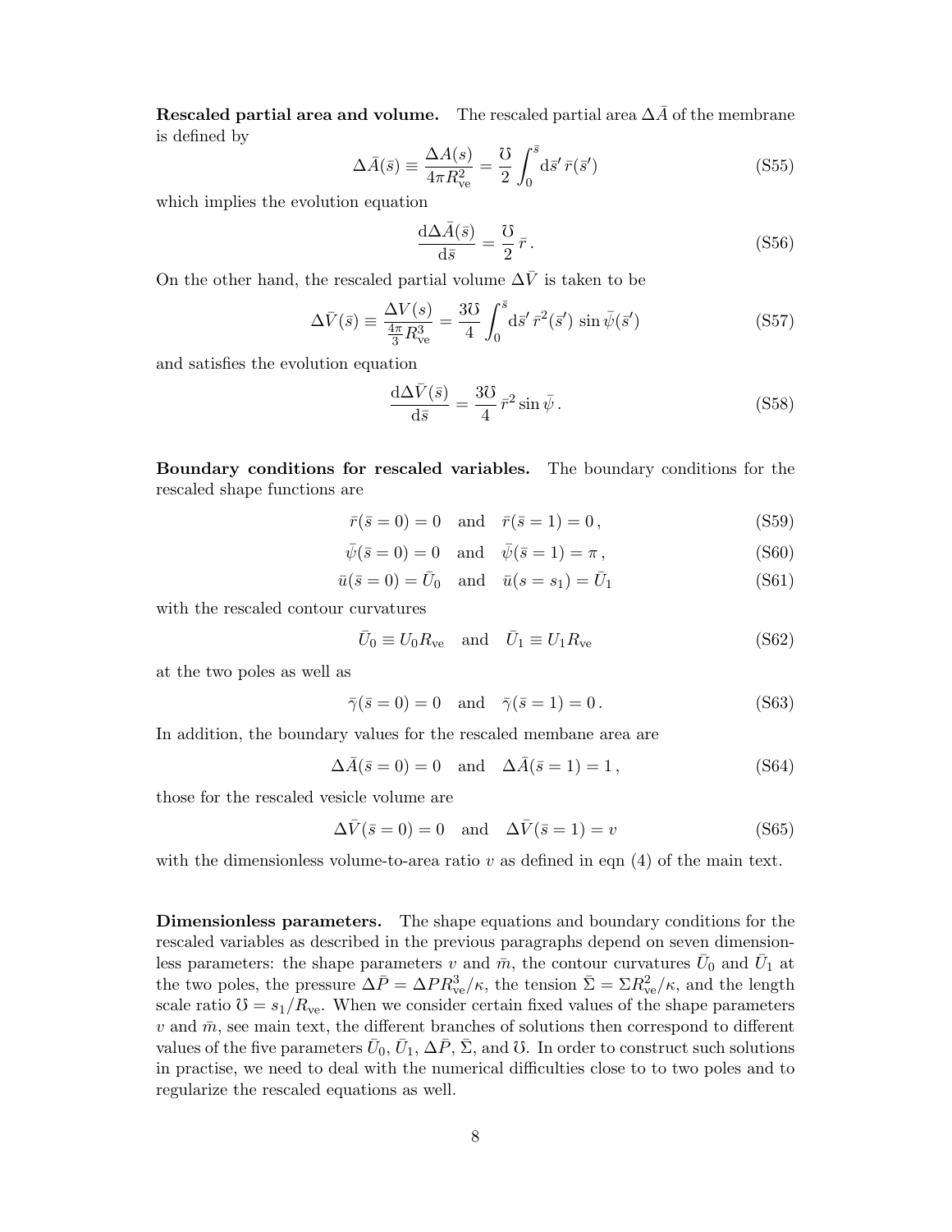**Rescaled partial area and volume.** The rescaled partial area $\Delta\bar{A}$ of the membrane is defined by

$$\Delta\bar{A}(\bar{s}) \equiv \frac{\Delta A(s)}{4\pi R_{\mathrm{ve}}^2} = \frac{\mho}{2}\int_0^{\bar{s}} \mathrm{d}\bar{s}'\,\bar{r}(\bar{s}') \tag{S55}$$

which implies the evolution equation

$$\frac{\mathrm{d}\Delta\bar{A}(\bar{s})}{\mathrm{d}\bar{s}} = \frac{\mho}{2}\,\bar{r}\,. \tag{S56}$$

On the other hand, the rescaled partial volume $\Delta\bar{V}$ is taken to be

$$\Delta\bar{V}(\bar{s}) \equiv \frac{\Delta V(s)}{\frac{4\pi}{3}R_{\mathrm{ve}}^3} = \frac{3\mho}{4}\int_0^{\bar{s}} \mathrm{d}\bar{s}'\,\bar{r}^2(\bar{s}')\,\sin\bar{\psi}(\bar{s}') \tag{S57}$$

and satisfies the evolution equation

$$\frac{\mathrm{d}\Delta\bar{V}(\bar{s})}{\mathrm{d}\bar{s}} = \frac{3\mho}{4}\,\bar{r}^2\sin\bar{\psi}\,. \tag{S58}$$

**Boundary conditions for rescaled variables.** The boundary conditions for the rescaled shape functions are

$$\bar{r}(\bar{s}=0) = 0 \quad \text{and} \quad \bar{r}(\bar{s}=1) = 0\,, \tag{S59}$$

$$\bar{\psi}(\bar{s}=0) = 0 \quad \text{and} \quad \bar{\psi}(\bar{s}=1) = \pi\,, \tag{S60}$$

$$\bar{u}(\bar{s}=0) = \bar{U}_0 \quad \text{and} \quad \bar{u}(s=s_1) = \bar{U}_1 \tag{S61}$$

with the rescaled contour curvatures

$$\bar{U}_0 \equiv U_0 R_{\mathrm{ve}} \quad \text{and} \quad \bar{U}_1 \equiv U_1 R_{\mathrm{ve}} \tag{S62}$$

at the two poles as well as

$$\bar{\gamma}(\bar{s}=0) = 0 \quad \text{and} \quad \bar{\gamma}(\bar{s}=1) = 0\,. \tag{S63}$$

In addition, the boundary values for the rescaled membane area are

$$\Delta\bar{A}(\bar{s}=0) = 0 \quad \text{and} \quad \Delta\bar{A}(\bar{s}=1) = 1\,, \tag{S64}$$

those for the rescaled vesicle volume are

$$\Delta\bar{V}(\bar{s}=0) = 0 \quad \text{and} \quad \Delta\bar{V}(\bar{s}=1) = v \tag{S65}$$

with the dimensionless volume-to-area ratio $v$ as defined in eqn (4) of the main text.

**Dimensionless parameters.** The shape equations and boundary conditions for the rescaled variables as described in the previous paragraphs depend on seven dimensionless parameters: the shape parameters $v$ and $\bar{m}$, the contour curvatures $\bar{U}_0$ and $\bar{U}_1$ at the two poles, the pressure $\Delta\bar{P} = \Delta P R_{\mathrm{ve}}^3/\kappa$, the tension $\bar{\Sigma} = \Sigma R_{\mathrm{ve}}^2/\kappa$, and the length scale ratio $\mho = s_1/R_{\mathrm{ve}}$. When we consider certain fixed values of the shape parameters $v$ and $\bar{m}$, see main text, the different branches of solutions then correspond to different values of the five parameters $\bar{U}_0$, $\bar{U}_1$, $\Delta\bar{P}$, $\bar{\Sigma}$, and $\mho$. In order to construct such solutions in practise, we need to deal with the numerical difficulties close to to two poles and to regularize the rescaled equations as well.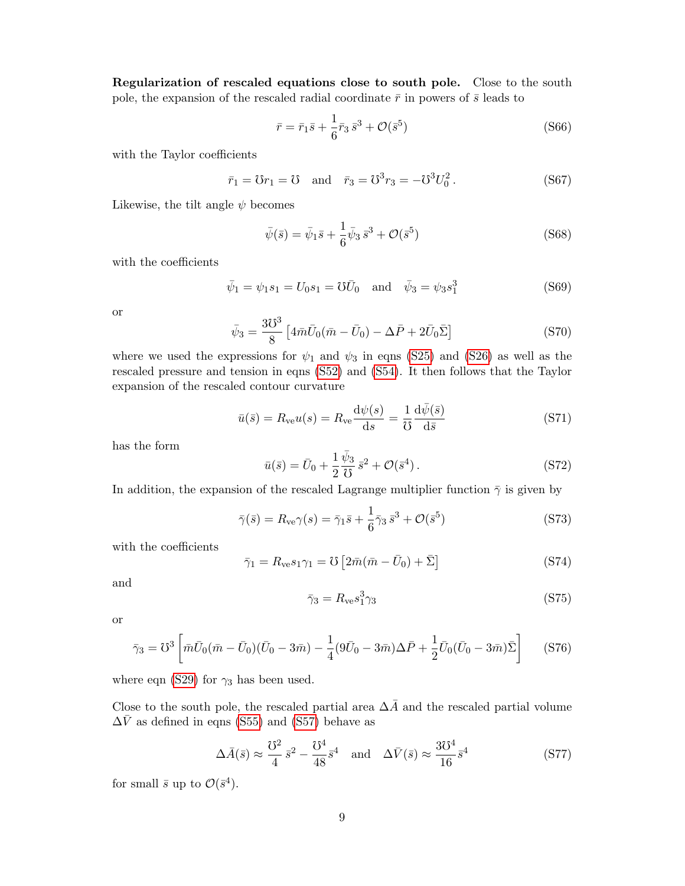**Regularization of rescaled equations close to south pole.** Close to the south pole, the expansion of the rescaled radial coordinate $\bar{r}$ in powers of $\bar{s}$ leads to

$$\bar{r} = \bar{r}_1 \bar{s} + \frac{1}{6} \bar{r}_3 \, \bar{s}^3 + \mathcal{O}(\bar{s}^5) \tag{S66}$$

with the Taylor coefficients

$$\bar{r}_1 = \mho r_1 = \mho \quad \text{and} \quad \bar{r}_3 = \mho^3 r_3 = -\mho^3 U_0^2 \, . \tag{S67}$$

Likewise, the tilt angle $\psi$ becomes

$$\bar{\psi}(\bar{s}) = \bar{\psi}_1 \bar{s} + \frac{1}{6} \bar{\psi}_3 \, \bar{s}^3 + \mathcal{O}(\bar{s}^5) \tag{S68}$$

with the coefficients

$$\bar{\psi}_1 = \psi_1 s_1 = U_0 s_1 = \mho \bar{U}_0 \quad \text{and} \quad \bar{\psi}_3 = \psi_3 s_1^3 \tag{S69}$$

or

$$\bar{\psi}_3 = \frac{3\mho^3}{8} \left[ 4\bar{m}\bar{U}_0(\bar{m} - \bar{U}_0) - \Delta\bar{P} + 2\bar{U}_0\bar{\Sigma} \right] \tag{S70}$$

where we used the expressions for $\psi_1$ and $\psi_3$ in eqns (S25) and (S26) as well as the rescaled pressure and tension in eqns (S52) and (S54). It then follows that the Taylor expansion of the rescaled contour curvature

$$\bar{u}(\bar{s}) = R_{\text{ve}} u(s) = R_{\text{ve}} \frac{\mathrm{d}\psi(s)}{\mathrm{d}s} = \frac{1}{\mho} \frac{\mathrm{d}\bar{\psi}(\bar{s})}{\mathrm{d}\bar{s}} \tag{S71}$$

has the form

$$\bar{u}(\bar{s}) = \bar{U}_0 + \frac{1}{2} \frac{\bar{\psi}_3}{\mho} \, \bar{s}^2 + \mathcal{O}(\bar{s}^4) \, . \tag{S72}$$

In addition, the expansion of the rescaled Lagrange multiplier function $\bar{\gamma}$ is given by

$$\bar{\gamma}(\bar{s}) = R_{\text{ve}} \gamma(s) = \bar{\gamma}_1 \bar{s} + \frac{1}{6} \bar{\gamma}_3 \, \bar{s}^3 + \mathcal{O}(\bar{s}^5) \tag{S73}$$

with the coefficients

$$\bar{\gamma}_1 = R_{\text{ve}} s_1 \gamma_1 = \mho \left[ 2\bar{m}(\bar{m} - \bar{U}_0) + \bar{\Sigma} \right] \tag{S74}$$

and

$$\bar{\gamma}_3 = R_{\text{ve}} s_1^3 \gamma_3 \tag{S75}$$

or

$$\bar{\gamma}_3 = \mho^3 \left[ \bar{m}\bar{U}_0(\bar{m} - \bar{U}_0)(\bar{U}_0 - 3\bar{m}) - \frac{1}{4}(9\bar{U}_0 - 3\bar{m})\Delta\bar{P} + \frac{1}{2}\bar{U}_0(\bar{U}_0 - 3\bar{m})\bar{\Sigma} \right] \tag{S76}$$

where eqn (S29) for $\gamma_3$ has been used.

Close to the south pole, the rescaled partial area $\Delta\bar{A}$ and the rescaled partial volume $\Delta\bar{V}$ as defined in eqns (S55) and (S57) behave as

$$\Delta\bar{A}(\bar{s}) \approx \frac{\mho^2}{4} \, \bar{s}^2 - \frac{\mho^4}{48} \bar{s}^4 \quad \text{and} \quad \Delta\bar{V}(\bar{s}) \approx \frac{3\mho^4}{16} \bar{s}^4 \tag{S77}$$

for small $\bar{s}$ up to $\mathcal{O}(\bar{s}^4)$.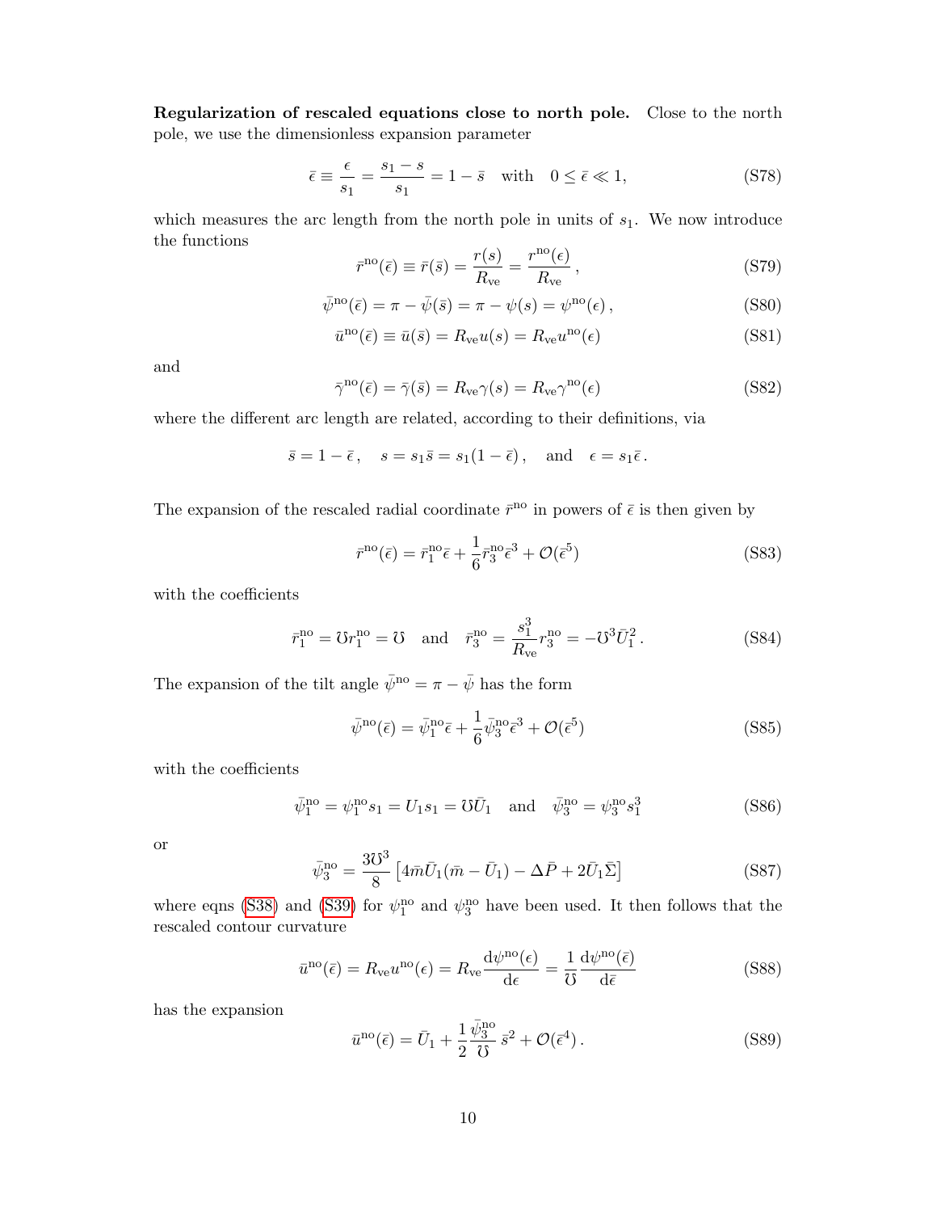**Regularization of rescaled equations close to north pole.** Close to the north pole, we use the dimensionless expansion parameter

$$\bar{\epsilon} \equiv \frac{\epsilon}{s_1} = \frac{s_1 - s}{s_1} = 1 - \bar{s} \quad \text{with} \quad 0 \leq \bar{\epsilon} \ll 1, \tag{S78}$$

which measures the arc length from the north pole in units of $s_1$. We now introduce the functions

$$\bar{r}^{\text{no}}(\bar{\epsilon}) \equiv \bar{r}(\bar{s}) = \frac{r(s)}{R_{\text{ve}}} = \frac{r^{\text{no}}(\epsilon)}{R_{\text{ve}}}, \tag{S79}$$

$$\bar{\psi}^{\text{no}}(\bar{\epsilon}) = \pi - \bar{\psi}(\bar{s}) = \pi - \psi(s) = \psi^{\text{no}}(\epsilon), \tag{S80}$$

$$\bar{u}^{\text{no}}(\bar{\epsilon}) \equiv \bar{u}(\bar{s}) = R_{\text{ve}} u(s) = R_{\text{ve}} u^{\text{no}}(\epsilon) \tag{S81}$$

and

$$\bar{\gamma}^{\text{no}}(\bar{\epsilon}) = \bar{\gamma}(\bar{s}) = R_{\text{ve}} \gamma(s) = R_{\text{ve}} \gamma^{\text{no}}(\epsilon) \tag{S82}$$

where the different arc length are related, according to their definitions, via

$$\bar{s} = 1 - \bar{\epsilon}, \quad s = s_1 \bar{s} = s_1(1 - \bar{\epsilon}), \quad \text{and} \quad \epsilon = s_1 \bar{\epsilon}.$$

The expansion of the rescaled radial coordinate $\bar{r}^{\text{no}}$ in powers of $\bar{\epsilon}$ is then given by

$$\bar{r}^{\text{no}}(\bar{\epsilon}) = \bar{r}_1^{\text{no}} \bar{\epsilon} + \frac{1}{6} \bar{r}_3^{\text{no}} \bar{\epsilon}^3 + \mathcal{O}(\bar{\epsilon}^5) \tag{S83}$$

with the coefficients

$$\bar{r}_1^{\text{no}} = \mho r_1^{\text{no}} = \mho \quad \text{and} \quad \bar{r}_3^{\text{no}} = \frac{s_1^3}{R_{\text{ve}}} r_3^{\text{no}} = -\mho^3 \bar{U}_1^2. \tag{S84}$$

The expansion of the tilt angle $\bar{\psi}^{\text{no}} = \pi - \bar{\psi}$ has the form

$$\bar{\psi}^{\text{no}}(\bar{\epsilon}) = \bar{\psi}_1^{\text{no}} \bar{\epsilon} + \frac{1}{6} \bar{\psi}_3^{\text{no}} \bar{\epsilon}^3 + \mathcal{O}(\bar{\epsilon}^5) \tag{S85}$$

with the coefficients

$$\bar{\psi}_1^{\text{no}} = \psi_1^{\text{no}} s_1 = U_1 s_1 = \mho \bar{U}_1 \quad \text{and} \quad \bar{\psi}_3^{\text{no}} = \psi_3^{\text{no}} s_1^3 \tag{S86}$$

or

$$\bar{\psi}_3^{\text{no}} = \frac{3\mho^3}{8} \left[ 4\bar{m}\bar{U}_1(\bar{m} - \bar{U}_1) - \Delta\bar{P} + 2\bar{U}_1\bar{\Sigma} \right] \tag{S87}$$

where eqns (S38) and (S39) for $\psi_1^{\text{no}}$ and $\psi_3^{\text{no}}$ have been used. It then follows that the rescaled contour curvature

$$\bar{u}^{\text{no}}(\bar{\epsilon}) = R_{\text{ve}} u^{\text{no}}(\epsilon) = R_{\text{ve}} \frac{\mathrm{d}\psi^{\text{no}}(\epsilon)}{\mathrm{d}\epsilon} = \frac{1}{\mho} \frac{\mathrm{d}\psi^{\text{no}}(\bar{\epsilon})}{\mathrm{d}\bar{\epsilon}} \tag{S88}$$

has the expansion

$$\bar{u}^{\text{no}}(\bar{\epsilon}) = \bar{U}_1 + \frac{1}{2} \frac{\bar{\psi}_3^{\text{no}}}{\mho} \bar{s}^2 + \mathcal{O}(\bar{\epsilon}^4). \tag{S89}$$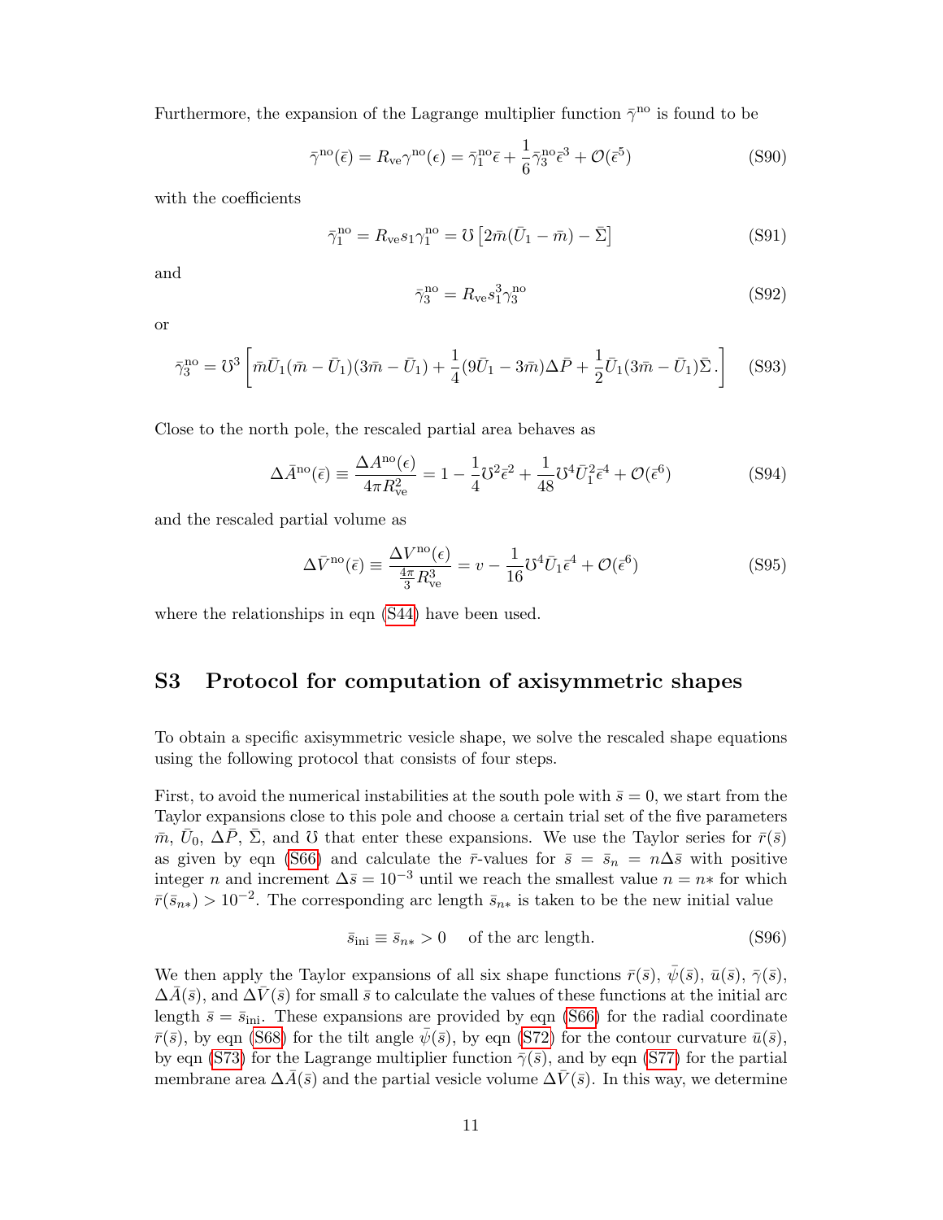Furthermore, the expansion of the Lagrange multiplier function $\bar{\gamma}^{\text{no}}$ is found to be

$$\bar{\gamma}^{\text{no}}(\bar{\epsilon}) = R_{\text{ve}}\gamma^{\text{no}}(\epsilon) = \bar{\gamma}_1^{\text{no}}\bar{\epsilon} + \frac{1}{6}\bar{\gamma}_3^{\text{no}}\bar{\epsilon}^3 + \mathcal{O}(\bar{\epsilon}^5) \tag{S90}$$

with the coefficients

$$\bar{\gamma}_1^{\text{no}} = R_{\text{ve}} s_1 \gamma_1^{\text{no}} = \mho \left[ 2\bar{m}(\bar{U}_1 - \bar{m}) - \bar{\Sigma} \right] \tag{S91}$$

and

$$\bar{\gamma}_3^{\text{no}} = R_{\text{ve}} s_1^3 \gamma_3^{\text{no}} \tag{S92}$$

or

$$\bar{\gamma}_3^{\text{no}} = \mho^3 \left[ \bar{m}\bar{U}_1(\bar{m} - \bar{U}_1)(3\bar{m} - \bar{U}_1) + \frac{1}{4}(9\bar{U}_1 - 3\bar{m})\Delta\bar{P} + \frac{1}{2}\bar{U}_1(3\bar{m} - \bar{U}_1)\bar{\Sigma}. \right] \tag{S93}$$

Close to the north pole, the rescaled partial area behaves as

$$\Delta\bar{A}^{\text{no}}(\bar{\epsilon}) \equiv \frac{\Delta A^{\text{no}}(\epsilon)}{4\pi R_{\text{ve}}^2} = 1 - \frac{1}{4}\mho^2\bar{\epsilon}^2 + \frac{1}{48}\mho^4\bar{U}_1^2\bar{\epsilon}^4 + \mathcal{O}(\bar{\epsilon}^6) \tag{S94}$$

and the rescaled partial volume as

$$\Delta\bar{V}^{\text{no}}(\bar{\epsilon}) \equiv \frac{\Delta V^{\text{no}}(\epsilon)}{\frac{4\pi}{3}R_{\text{ve}}^3} = v - \frac{1}{16}\mho^4\bar{U}_1\bar{\epsilon}^4 + \mathcal{O}(\bar{\epsilon}^6) \tag{S95}$$

where the relationships in eqn (S44) have been used.

# S3 Protocol for computation of axisymmetric shapes

To obtain a specific axisymmetric vesicle shape, we solve the rescaled shape equations using the following protocol that consists of four steps.

First, to avoid the numerical instabilities at the south pole with $\bar{s} = 0$, we start from the Taylor expansions close to this pole and choose a certain trial set of the five parameters $\bar{m}$, $\bar{U}_0$, $\Delta\bar{P}$, $\bar{\Sigma}$, and $\mho$ that enter these expansions. We use the Taylor series for $\bar{r}(\bar{s})$ as given by eqn (S66) and calculate the $\bar{r}$-values for $\bar{s} = \bar{s}_n = n\Delta\bar{s}$ with positive integer $n$ and increment $\Delta\bar{s} = 10^{-3}$ until we reach the smallest value $n = n*$ for which $\bar{r}(\bar{s}_{n*}) > 10^{-2}$. The corresponding arc length $\bar{s}_{n*}$ is taken to be the new initial value

$$\bar{s}_{\text{ini}} \equiv \bar{s}_{n*} > 0 \quad \text{ of the arc length.} \tag{S96}$$

We then apply the Taylor expansions of all six shape functions $\bar{r}(\bar{s})$, $\bar{\psi}(\bar{s})$, $\bar{u}(\bar{s})$, $\bar{\gamma}(\bar{s})$, $\Delta\bar{A}(\bar{s})$, and $\Delta\bar{V}(\bar{s})$ for small $\bar{s}$ to calculate the values of these functions at the initial arc length $\bar{s} = \bar{s}_{\text{ini}}$. These expansions are provided by eqn (S66) for the radial coordinate $\bar{r}(\bar{s})$, by eqn (S68) for the tilt angle $\bar{\psi}(\bar{s})$, by eqn (S72) for the contour curvature $\bar{u}(\bar{s})$, by eqn (S73) for the Lagrange multiplier function $\bar{\gamma}(\bar{s})$, and by eqn (S77) for the partial membrane area $\Delta\bar{A}(\bar{s})$ and the partial vesicle volume $\Delta\bar{V}(\bar{s})$. In this way, we determine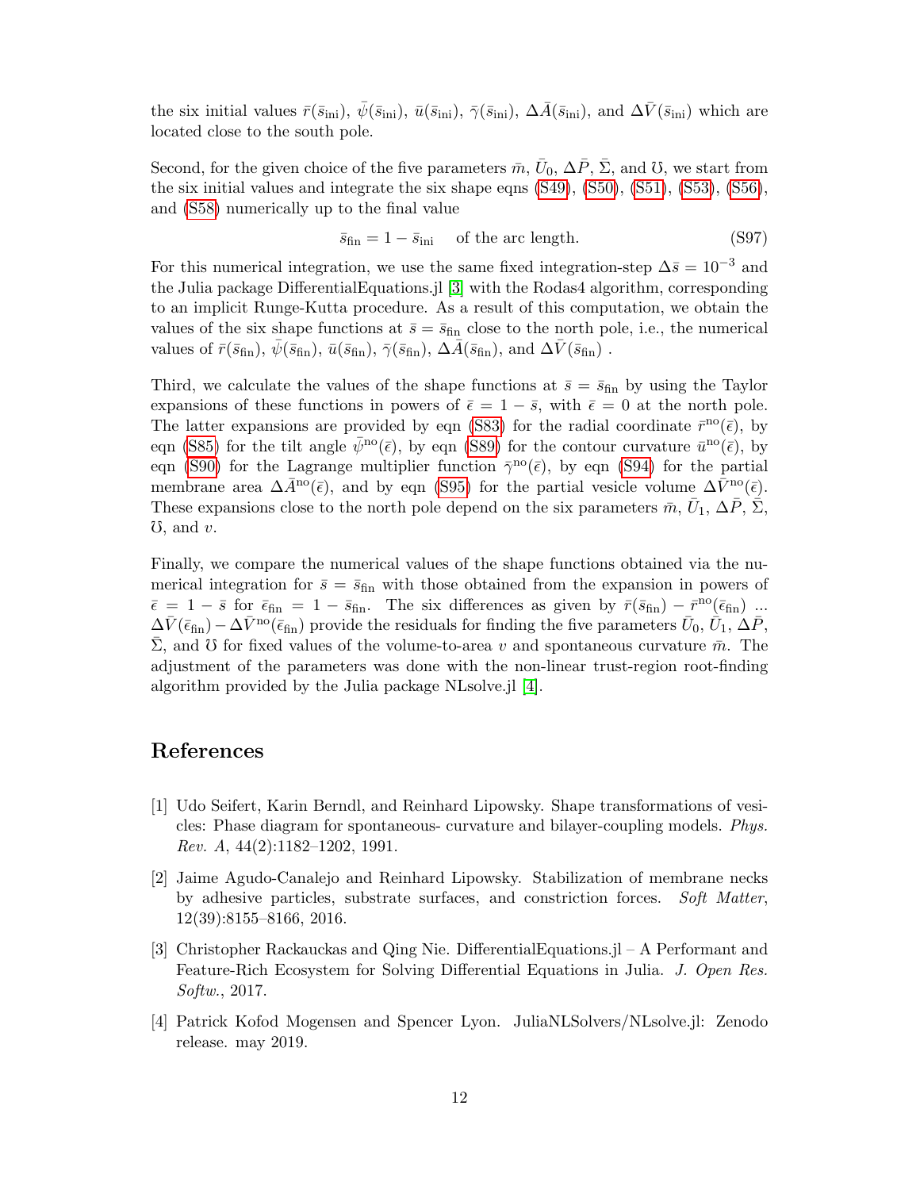the six initial values $\bar{r}(\bar{s}_{\rm ini})$, $\bar{\psi}(\bar{s}_{\rm ini})$, $\bar{u}(\bar{s}_{\rm ini})$, $\bar{\gamma}(\bar{s}_{\rm ini})$, $\Delta\bar{A}(\bar{s}_{\rm ini})$, and $\Delta\bar{V}(\bar{s}_{\rm ini})$ which are located close to the south pole.

Second, for the given choice of the five parameters $\bar{m}$, $\bar{U}_0$, $\Delta\bar{P}$, $\bar{\Sigma}$, and $\mho$, we start from the six initial values and integrate the six shape eqns (S49), (S50), (S51), (S53), (S56), and (S58) numerically up to the final value

$$\bar{s}_{\rm fin} = 1 - \bar{s}_{\rm ini} \quad \text{of the arc length.} \tag{S97}$$

For this numerical integration, we use the same fixed integration-step $\Delta\bar{s} = 10^{-3}$ and the Julia package DifferentialEquations.jl [3] with the Rodas4 algorithm, corresponding to an implicit Runge-Kutta procedure. As a result of this computation, we obtain the values of the six shape functions at $\bar{s} = \bar{s}_{\rm fin}$ close to the north pole, i.e., the numerical values of $\bar{r}(\bar{s}_{\rm fin})$, $\bar{\psi}(\bar{s}_{\rm fin})$, $\bar{u}(\bar{s}_{\rm fin})$, $\bar{\gamma}(\bar{s}_{\rm fin})$, $\Delta\bar{A}(\bar{s}_{\rm fin})$, and $\Delta\bar{V}(\bar{s}_{\rm fin})$ .

Third, we calculate the values of the shape functions at $\bar{s} = \bar{s}_{\rm fin}$ by using the Taylor expansions of these functions in powers of $\bar{\epsilon} = 1 - \bar{s}$, with $\bar{\epsilon} = 0$ at the north pole. The latter expansions are provided by eqn (S83) for the radial coordinate $\bar{r}^{\rm no}(\bar{\epsilon})$, by eqn (S85) for the tilt angle $\bar{\psi}^{\rm no}(\bar{\epsilon})$, by eqn (S89) for the contour curvature $\bar{u}^{\rm no}(\bar{\epsilon})$, by eqn (S90) for the Lagrange multiplier function $\bar{\gamma}^{\rm no}(\bar{\epsilon})$, by eqn (S94) for the partial membrane area $\Delta\bar{A}^{\rm no}(\bar{\epsilon})$, and by eqn (S95) for the partial vesicle volume $\Delta\bar{V}^{\rm no}(\bar{\epsilon})$. These expansions close to the north pole depend on the six parameters $\bar{m}$, $\bar{U}_1$, $\Delta\bar{P}$, $\bar{\Sigma}$, $\mho$, and $v$.

Finally, we compare the numerical values of the shape functions obtained via the numerical integration for $\bar{s} = \bar{s}_{\rm fin}$ with those obtained from the expansion in powers of $\bar{\epsilon} = 1 - \bar{s}$ for $\bar{\epsilon}_{\rm fin} = 1 - \bar{s}_{\rm fin}$. The six differences as given by $\bar{r}(\bar{s}_{\rm fin}) - \bar{r}^{\rm no}(\bar{\epsilon}_{\rm fin})$ ... $\Delta\bar{V}(\bar{\epsilon}_{\rm fin}) - \Delta\bar{V}^{\rm no}(\bar{\epsilon}_{\rm fin})$ provide the residuals for finding the five parameters $\bar{U}_0$, $\bar{U}_1$, $\Delta\bar{P}$, $\bar{\Sigma}$, and $\mho$ for fixed values of the volume-to-area $v$ and spontaneous curvature $\bar{m}$. The adjustment of the parameters was done with the non-linear trust-region root-finding algorithm provided by the Julia package NLsolve.jl [4].

# References

[1] Udo Seifert, Karin Berndl, and Reinhard Lipowsky. Shape transformations of vesicles: Phase diagram for spontaneous- curvature and bilayer-coupling models. *Phys. Rev. A*, 44(2):1182–1202, 1991.

[2] Jaime Agudo-Canalejo and Reinhard Lipowsky. Stabilization of membrane necks by adhesive particles, substrate surfaces, and constriction forces. *Soft Matter*, 12(39):8155–8166, 2016.

[3] Christopher Rackauckas and Qing Nie. DifferentialEquations.jl – A Performant and Feature-Rich Ecosystem for Solving Differential Equations in Julia. *J. Open Res. Softw.*, 2017.

[4] Patrick Kofod Mogensen and Spencer Lyon. JuliaNLSolvers/NLsolve.jl: Zenodo release. may 2019.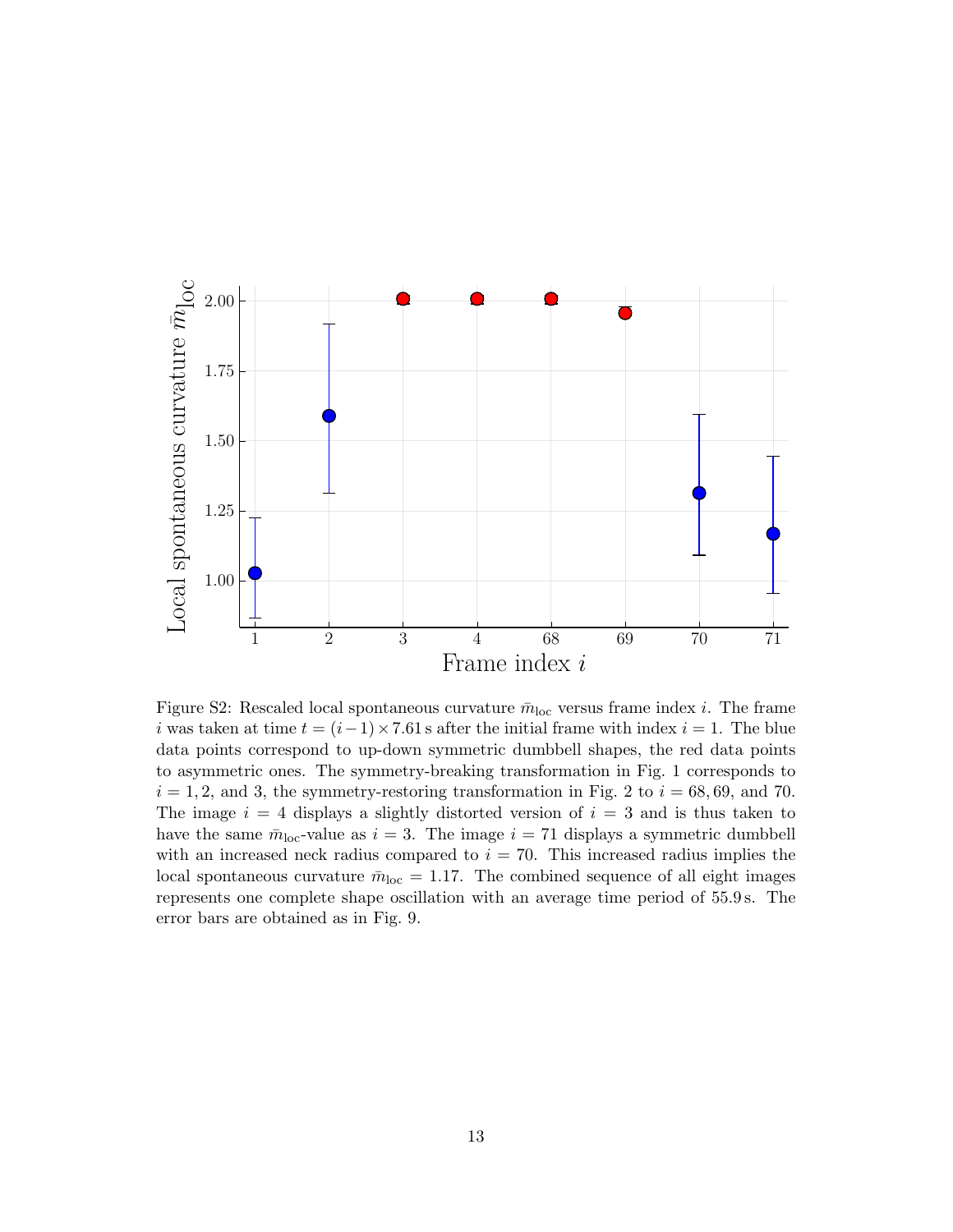Figure S2: Rescaled local spontaneous curvature $\bar{m}_{\rm loc}$ versus frame index $i$. The frame $i$ was taken at time $t = (i-1) \times 7.61$ s after the initial frame with index $i = 1$. The blue data points correspond to up-down symmetric dumbbell shapes, the red data points to asymmetric ones. The symmetry-breaking transformation in Fig. 1 corresponds to $i = 1, 2$, and 3, the symmetry-restoring transformation in Fig. 2 to $i = 68, 69$, and 70. The image $i = 4$ displays a slightly distorted version of $i = 3$ and is thus taken to have the same $\bar{m}_{\rm loc}$-value as $i = 3$. The image $i = 71$ displays a symmetric dumbbell with an increased neck radius compared to $i = 70$. This increased radius implies the local spontaneous curvature $\bar{m}_{\rm loc} = 1.17$. The combined sequence of all eight images represents one complete shape oscillation with an average time period of 55.9 s. The error bars are obtained as in Fig. 9.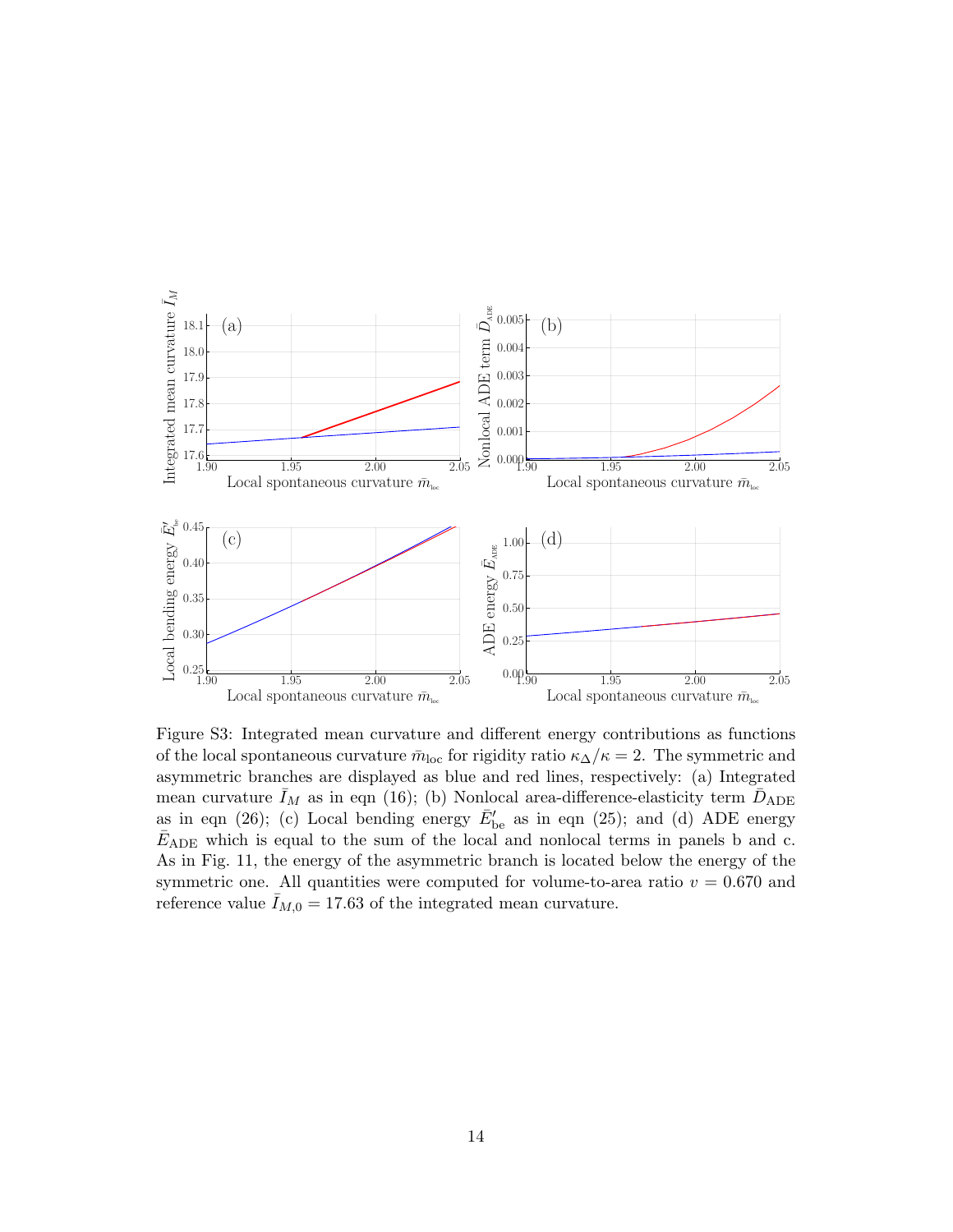Figure S3: Integrated mean curvature and different energy contributions as functions of the local spontaneous curvature $\bar{m}_{\text{loc}}$ for rigidity ratio $\kappa_\Delta/\kappa = 2$. The symmetric and asymmetric branches are displayed as blue and red lines, respectively: (a) Integrated mean curvature $\bar{I}_M$ as in eqn (16); (b) Nonlocal area-difference-elasticity term $\bar{D}_{\text{ADE}}$ as in eqn (26); (c) Local bending energy $\bar{E}'_{\text{be}}$ as in eqn (25); and (d) ADE energy $\bar{E}_{\text{ADE}}$ which is equal to the sum of the local and nonlocal terms in panels b and c. As in Fig. 11, the energy of the asymmetric branch is located below the energy of the symmetric one. All quantities were computed for volume-to-area ratio $v = 0.670$ and reference value $\bar{I}_{M,0} = 17.63$ of the integrated mean curvature.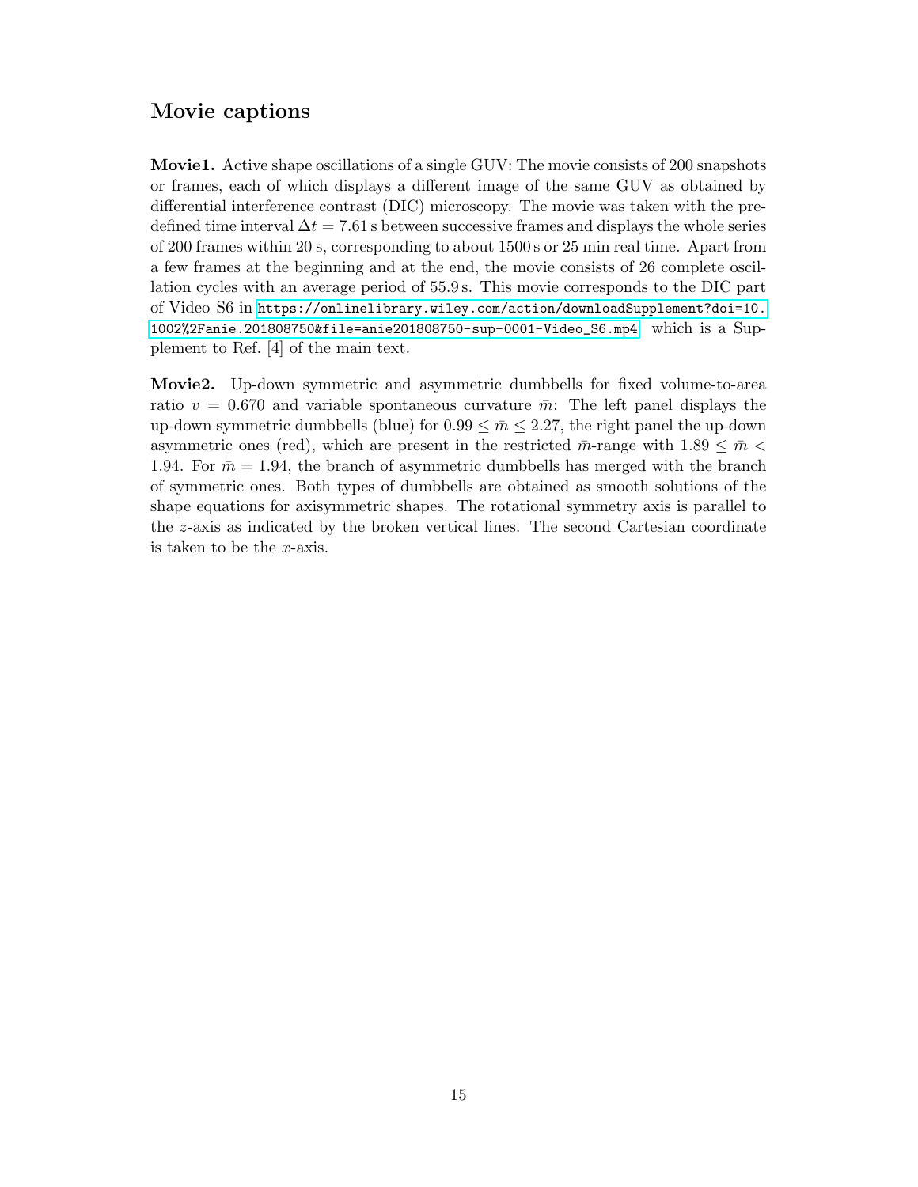## Movie captions

**Movie1.** Active shape oscillations of a single GUV: The movie consists of 200 snapshots or frames, each of which displays a different image of the same GUV as obtained by differential interference contrast (DIC) microscopy. The movie was taken with the predefined time interval $\Delta t = 7.61\,\mathrm{s}$ between successive frames and displays the whole series of 200 frames within 20 s, corresponding to about 1500 s or 25 min real time. Apart from a few frames at the beginning and at the end, the movie consists of 26 complete oscillation cycles with an average period of 55.9 s. This movie corresponds to the DIC part of Video_S6 in https://onlinelibrary.wiley.com/action/downloadSupplement?doi=10.1002%2Fanie.201808750&file=anie201808750-sup-0001-Video_S6.mp4 which is a Supplement to Ref. [4] of the main text.

**Movie2.** Up-down symmetric and asymmetric dumbbells for fixed volume-to-area ratio $v = 0.670$ and variable spontaneous curvature $\bar{m}$: The left panel displays the up-down symmetric dumbbells (blue) for $0.99 \leq \bar{m} \leq 2.27$, the right panel the up-down asymmetric ones (red), which are present in the restricted $\bar{m}$-range with $1.89 \leq \bar{m} < 1.94$. For $\bar{m} = 1.94$, the branch of asymmetric dumbbells has merged with the branch of symmetric ones. Both types of dumbbells are obtained as smooth solutions of the shape equations for axisymmetric shapes. The rotational symmetry axis is parallel to the $z$-axis as indicated by the broken vertical lines. The second Cartesian coordinate is taken to be the $x$-axis.